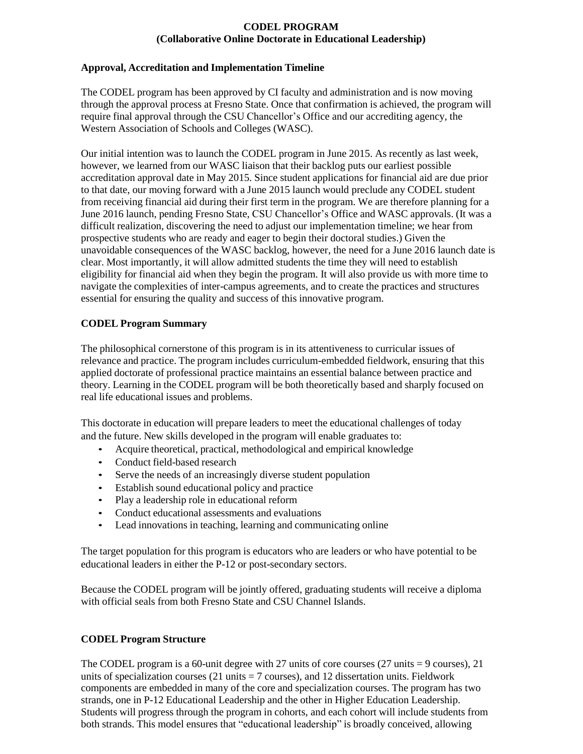# CODEL PROGRAM
## (Collaborative Online Doctorate in Educational Leadership)

### Approval, Accreditation and Implementation Timeline

The CODEL program has been approved by CI faculty and administration and is now moving through the approval process at Fresno State. Once that confirmation is achieved, the program will require final approval through the CSU Chancellor's Office and our accrediting agency, the Western Association of Schools and Colleges (WASC).

Our initial intention was to launch the CODEL program in June 2015. As recently as last week, however, we learned from our WASC liaison that their backlog puts our earliest possible accreditation approval date in May 2015. Since student applications for financial aid are due prior to that date, our moving forward with a June 2015 launch would preclude any CODEL student from receiving financial aid during their first term in the program. We are therefore planning for a June 2016 launch, pending Fresno State, CSU Chancellor's Office and WASC approvals. (It was a difficult realization, discovering the need to adjust our implementation timeline; we hear from prospective students who are ready and eager to begin their doctoral studies.) Given the unavoidable consequences of the WASC backlog, however, the need for a June 2016 launch date is clear. Most importantly, it will allow admitted students the time they will need to establish eligibility for financial aid when they begin the program. It will also provide us with more time to navigate the complexities of inter-campus agreements, and to create the practices and structures essential for ensuring the quality and success of this innovative program.

### CODEL Program Summary

The philosophical cornerstone of this program is in its attentiveness to curricular issues of relevance and practice. The program includes curriculum-embedded fieldwork, ensuring that this applied doctorate of professional practice maintains an essential balance between practice and theory. Learning in the CODEL program will be both theoretically based and sharply focused on real life educational issues and problems.

This doctorate in education will prepare leaders to meet the educational challenges of today and the future. New skills developed in the program will enable graduates to:

- Acquire theoretical, practical, methodological and empirical knowledge
- Conduct field-based research
- Serve the needs of an increasingly diverse student population
- Establish sound educational policy and practice
- Play a leadership role in educational reform
- Conduct educational assessments and evaluations
- Lead innovations in teaching, learning and communicating online

The target population for this program is educators who are leaders or who have potential to be educational leaders in either the P-12 or post-secondary sectors.

Because the CODEL program will be jointly offered, graduating students will receive a diploma with official seals from both Fresno State and CSU Channel Islands.

### CODEL Program Structure

The CODEL program is a 60-unit degree with 27 units of core courses (27 units = 9 courses), 21 units of specialization courses (21 units = 7 courses), and 12 dissertation units. Fieldwork components are embedded in many of the core and specialization courses. The program has two strands, one in P-12 Educational Leadership and the other in Higher Education Leadership. Students will progress through the program in cohorts, and each cohort will include students from both strands. This model ensures that "educational leadership" is broadly conceived, allowing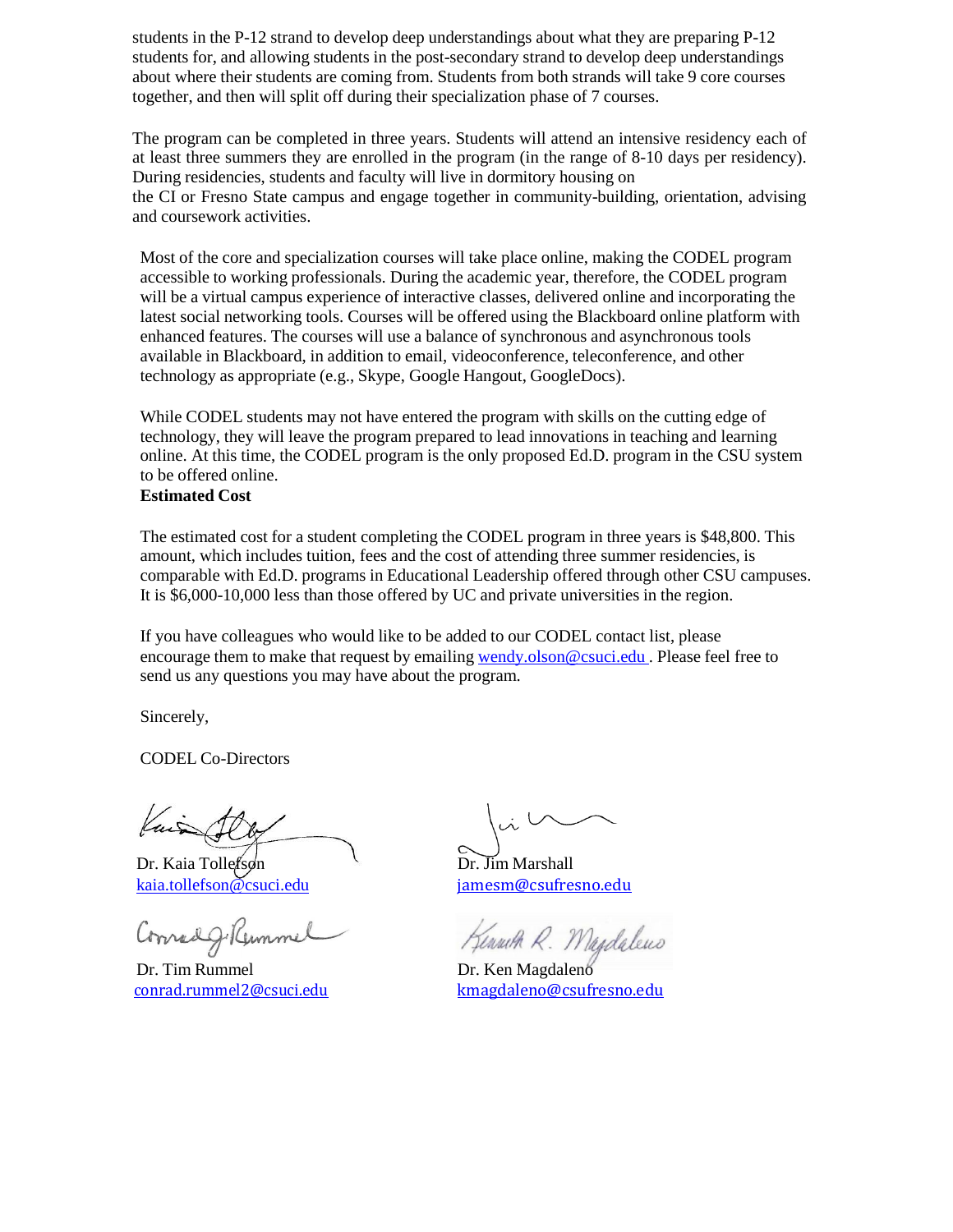students in the P-12 strand to develop deep understandings about what they are preparing P-12 students for, and allowing students in the post-secondary strand to develop deep understandings about where their students are coming from. Students from both strands will take 9 core courses together, and then will split off during their specialization phase of 7 courses.

The program can be completed in three years. Students will attend an intensive residency each of at least three summers they are enrolled in the program (in the range of 8-10 days per residency). During residencies, students and faculty will live in dormitory housing on the CI or Fresno State campus and engage together in community-building, orientation, advising and coursework activities.

Most of the core and specialization courses will take place online, making the CODEL program accessible to working professionals. During the academic year, therefore, the CODEL program will be a virtual campus experience of interactive classes, delivered online and incorporating the latest social networking tools. Courses will be offered using the Blackboard online platform with enhanced features. The courses will use a balance of synchronous and asynchronous tools available in Blackboard, in addition to email, videoconference, teleconference, and other technology as appropriate (e.g., Skype, Google Hangout, GoogleDocs).

While CODEL students may not have entered the program with skills on the cutting edge of technology, they will leave the program prepared to lead innovations in teaching and learning online. At this time, the CODEL program is the only proposed Ed.D. program in the CSU system to be offered online.

**Estimated Cost**

The estimated cost for a student completing the CODEL program in three years is $48,800. This amount, which includes tuition, fees and the cost of attending three summer residencies, is comparable with Ed.D. programs in Educational Leadership offered through other CSU campuses. It is $6,000-10,000 less than those offered by UC and private universities in the region.

If you have colleagues who would like to be added to our CODEL contact list, please encourage them to make that request by emailing wendy.olson@csuci.edu. Please feel free to send us any questions you may have about the program.

Sincerely,

CODEL Co-Directors

Dr. Kaia Tollefson
kaia.tollefson@csuci.edu

Dr. Jim Marshall
jamesm@csufresno.edu

Dr. Tim Rummel
conrad.rummel2@csuci.edu

Dr. Ken Magdaleno
kmagdaleno@csufresno.edu